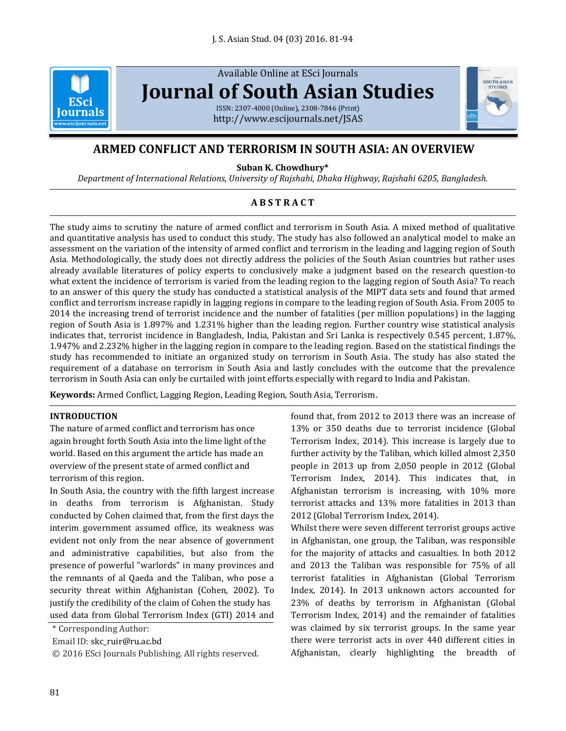# ARMED CONFLICT AND TERRORISM IN SOUTH ASIA: AN OVERVIEW

**Suban K. Chowdhury***

*Department of International Relations, University of Rajshahi, Dhaka Highway, Rajshahi 6205, Bangladesh.*

## A B S T R A C T

The study aims to scrutiny the nature of armed conflict and terrorism in South Asia. A mixed method of qualitative and quantitative analysis has used to conduct this study. The study has also followed an analytical model to make an assessment on the variation of the intensity of armed conflict and terrorism in the leading and lagging region of South Asia. Methodologically, the study does not directly address the policies of the South Asian countries but rather uses already available literatures of policy experts to conclusively make a judgment based on the research question-to what extent the incidence of terrorism is varied from the leading region to the lagging region of South Asia? To reach to an answer of this query the study has conducted a statistical analysis of the MIPT data sets and found that armed conflict and terrorism increase rapidly in lagging regions in compare to the leading region of South Asia. From 2005 to 2014 the increasing trend of terrorist incidence and the number of fatalities (per million populations) in the lagging region of South Asia is 1.897% and 1.231% higher than the leading region. Further country wise statistical analysis indicates that, terrorist incidence in Bangladesh, India, Pakistan and Sri Lanka is respectively 0.545 percent, 1.87%, 1.947% and 2.232% higher in the lagging region in compare to the leading region. Based on the statistical findings the study has recommended to initiate an organized study on terrorism in South Asia. The study has also stated the requirement of a database on terrorism in South Asia and lastly concludes with the outcome that the prevalence terrorism in South Asia can only be curtailed with joint efforts especially with regard to India and Pakistan.

**Keywords:** Armed Conflict, Lagging Region, Leading Region, South Asia, Terrorism.

## INTRODUCTION

The nature of armed conflict and terrorism has once again brought forth South Asia into the lime light of the world. Based on this argument the article has made an overview of the present state of armed conflict and terrorism of this region.

In South Asia, the country with the fifth largest increase in deaths from terrorism is Afghanistan. Study conducted by Cohen claimed that, from the first days the interim government assumed office, its weakness was evident not only from the near absence of government and administrative capabilities, but also from the presence of powerful "warlords" in many provinces and the remnants of al Qaeda and the Taliban, who pose a security threat within Afghanistan (Cohen, 2002). To justify the credibility of the claim of Cohen the study has used data from Global Terrorism Index (GTI) 2014 and found that, from 2012 to 2013 there was an increase of 13% or 350 deaths due to terrorist incidence (Global Terrorism Index, 2014). This increase is largely due to further activity by the Taliban, which killed almost 2,350 people in 2013 up from 2,050 people in 2012 (Global Terrorism Index, 2014). This indicates that, in Afghanistan terrorism is increasing, with 10% more terrorist attacks and 13% more fatalities in 2013 than 2012 (Global Terrorism Index, 2014).

Whilst there were seven different terrorist groups active in Afghanistan, one group, the Taliban, was responsible for the majority of attacks and casualties. In both 2012 and 2013 the Taliban was responsible for 75% of all terrorist fatalities in Afghanistan (Global Terrorism Index, 2014). In 2013 unknown actors accounted for 23% of deaths by terrorism in Afghanistan (Global Terrorism Index, 2014) and the remainder of fatalities was claimed by six terrorist groups. In the same year there were terrorist acts in over 440 different cities in Afghanistan, clearly highlighting the breadth of

\* Corresponding Author:

Email ID: skc_ruir@ru.ac.bd

© 2016 ESci Journals Publishing. All rights reserved.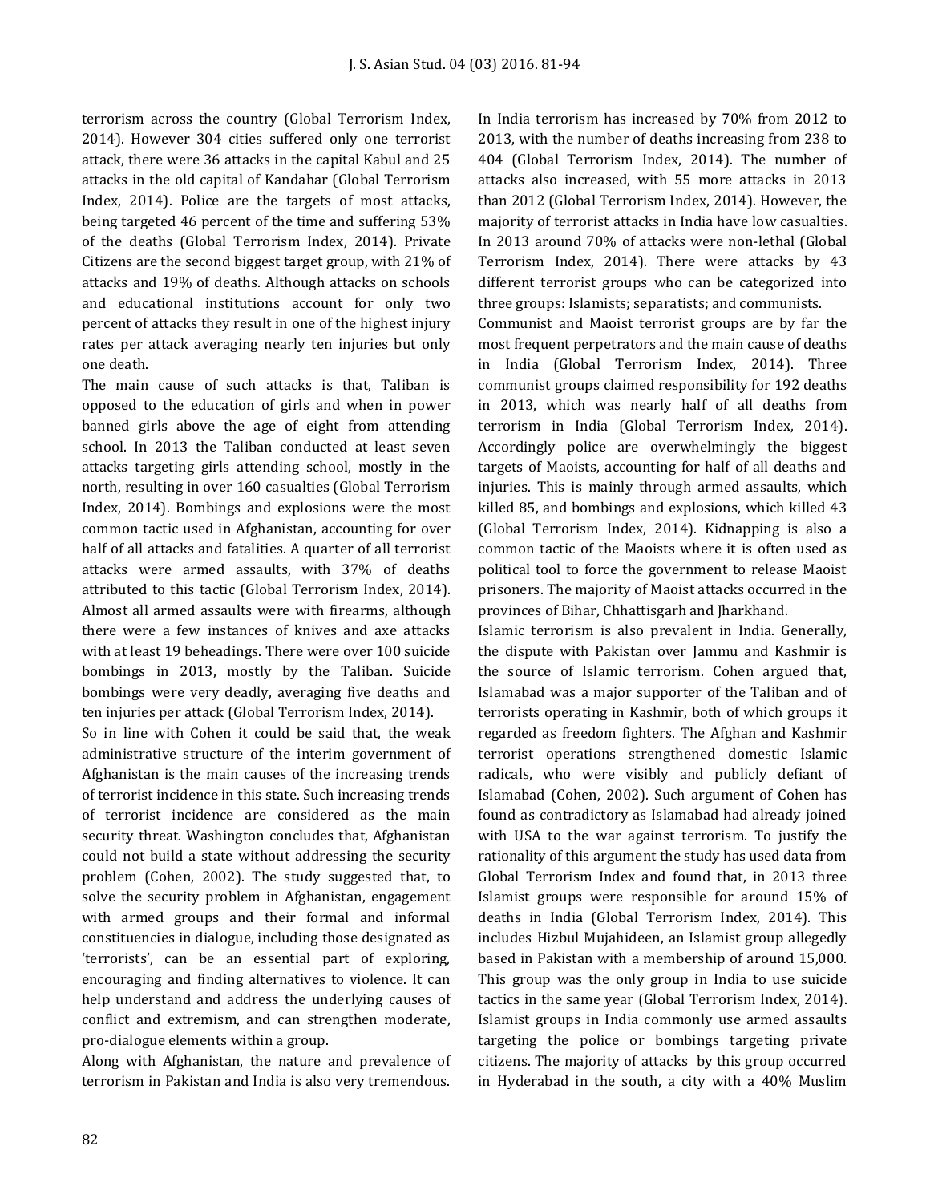terrorism across the country (Global Terrorism Index, 2014). However 304 cities suffered only one terrorist attack, there were 36 attacks in the capital Kabul and 25 attacks in the old capital of Kandahar (Global Terrorism Index, 2014). Police are the targets of most attacks, being targeted 46 percent of the time and suffering 53% of the deaths (Global Terrorism Index, 2014). Private Citizens are the second biggest target group, with 21% of attacks and 19% of deaths. Although attacks on schools and educational institutions account for only two percent of attacks they result in one of the highest injury rates per attack averaging nearly ten injuries but only one death.

The main cause of such attacks is that, Taliban is opposed to the education of girls and when in power banned girls above the age of eight from attending school. In 2013 the Taliban conducted at least seven attacks targeting girls attending school, mostly in the north, resulting in over 160 casualties (Global Terrorism Index, 2014). Bombings and explosions were the most common tactic used in Afghanistan, accounting for over half of all attacks and fatalities. A quarter of all terrorist attacks were armed assaults, with 37% of deaths attributed to this tactic (Global Terrorism Index, 2014). Almost all armed assaults were with firearms, although there were a few instances of knives and axe attacks with at least 19 beheadings. There were over 100 suicide bombings in 2013, mostly by the Taliban. Suicide bombings were very deadly, averaging five deaths and ten injuries per attack (Global Terrorism Index, 2014).

So in line with Cohen it could be said that, the weak administrative structure of the interim government of Afghanistan is the main causes of the increasing trends of terrorist incidence in this state. Such increasing trends of terrorist incidence are considered as the main security threat. Washington concludes that, Afghanistan could not build a state without addressing the security problem (Cohen, 2002). The study suggested that, to solve the security problem in Afghanistan, engagement with armed groups and their formal and informal constituencies in dialogue, including those designated as 'terrorists', can be an essential part of exploring, encouraging and finding alternatives to violence. It can help understand and address the underlying causes of conflict and extremism, and can strengthen moderate, pro-dialogue elements within a group.

Along with Afghanistan, the nature and prevalence of terrorism in Pakistan and India is also very tremendous. In India terrorism has increased by 70% from 2012 to 2013, with the number of deaths increasing from 238 to 404 (Global Terrorism Index, 2014). The number of attacks also increased, with 55 more attacks in 2013 than 2012 (Global Terrorism Index, 2014). However, the majority of terrorist attacks in India have low casualties. In 2013 around 70% of attacks were non-lethal (Global Terrorism Index, 2014). There were attacks by 43 different terrorist groups who can be categorized into three groups: Islamists; separatists; and communists.

Communist and Maoist terrorist groups are by far the most frequent perpetrators and the main cause of deaths in India (Global Terrorism Index, 2014). Three communist groups claimed responsibility for 192 deaths in 2013, which was nearly half of all deaths from terrorism in India (Global Terrorism Index, 2014). Accordingly police are overwhelmingly the biggest targets of Maoists, accounting for half of all deaths and injuries. This is mainly through armed assaults, which killed 85, and bombings and explosions, which killed 43 (Global Terrorism Index, 2014). Kidnapping is also a common tactic of the Maoists where it is often used as political tool to force the government to release Maoist prisoners. The majority of Maoist attacks occurred in the provinces of Bihar, Chhattisgarh and Jharkhand.

Islamic terrorism is also prevalent in India. Generally, the dispute with Pakistan over Jammu and Kashmir is the source of Islamic terrorism. Cohen argued that, Islamabad was a major supporter of the Taliban and of terrorists operating in Kashmir, both of which groups it regarded as freedom fighters. The Afghan and Kashmir terrorist operations strengthened domestic Islamic radicals, who were visibly and publicly defiant of Islamabad (Cohen, 2002). Such argument of Cohen has found as contradictory as Islamabad had already joined with USA to the war against terrorism. To justify the rationality of this argument the study has used data from Global Terrorism Index and found that, in 2013 three Islamist groups were responsible for around 15% of deaths in India (Global Terrorism Index, 2014). This includes Hizbul Mujahideen, an Islamist group allegedly based in Pakistan with a membership of around 15,000. This group was the only group in India to use suicide tactics in the same year (Global Terrorism Index, 2014). Islamist groups in India commonly use armed assaults targeting the police or bombings targeting private citizens. The majority of attacks by this group occurred in Hyderabad in the south, a city with a 40% Muslim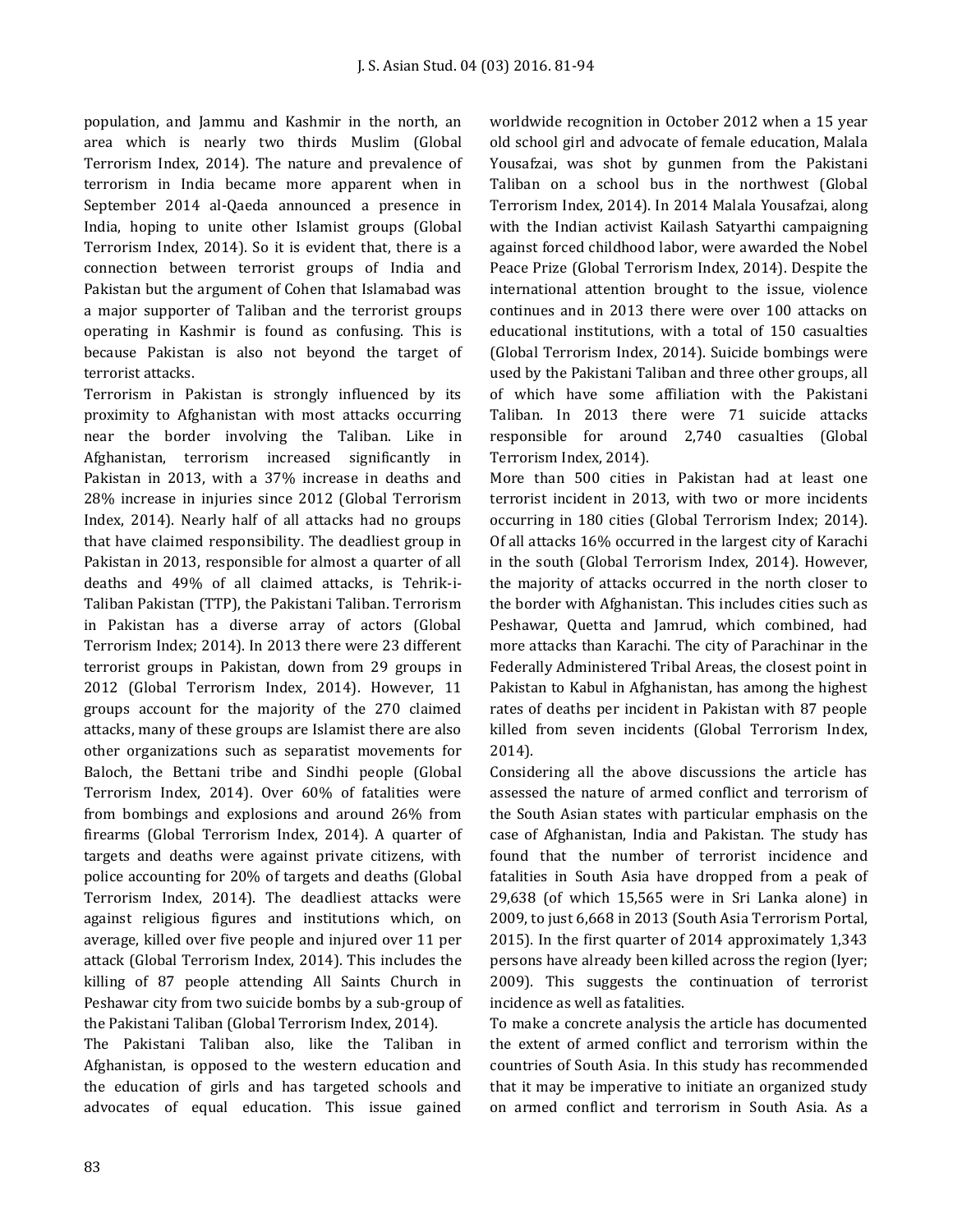population, and Jammu and Kashmir in the north, an area which is nearly two thirds Muslim (Global Terrorism Index, 2014). The nature and prevalence of terrorism in India became more apparent when in September 2014 al-Qaeda announced a presence in India, hoping to unite other Islamist groups (Global Terrorism Index, 2014). So it is evident that, there is a connection between terrorist groups of India and Pakistan but the argument of Cohen that Islamabad was a major supporter of Taliban and the terrorist groups operating in Kashmir is found as confusing. This is because Pakistan is also not beyond the target of terrorist attacks.

Terrorism in Pakistan is strongly influenced by its proximity to Afghanistan with most attacks occurring near the border involving the Taliban. Like in Afghanistan, terrorism increased significantly in Pakistan in 2013, with a 37% increase in deaths and 28% increase in injuries since 2012 (Global Terrorism Index, 2014). Nearly half of all attacks had no groups that have claimed responsibility. The deadliest group in Pakistan in 2013, responsible for almost a quarter of all deaths and 49% of all claimed attacks, is Tehrik-i-Taliban Pakistan (TTP), the Pakistani Taliban. Terrorism in Pakistan has a diverse array of actors (Global Terrorism Index; 2014). In 2013 there were 23 different terrorist groups in Pakistan, down from 29 groups in 2012 (Global Terrorism Index, 2014). However, 11 groups account for the majority of the 270 claimed attacks, many of these groups are Islamist there are also other organizations such as separatist movements for Baloch, the Bettani tribe and Sindhi people (Global Terrorism Index, 2014). Over 60% of fatalities were from bombings and explosions and around 26% from firearms (Global Terrorism Index, 2014). A quarter of targets and deaths were against private citizens, with police accounting for 20% of targets and deaths (Global Terrorism Index, 2014). The deadliest attacks were against religious figures and institutions which, on average, killed over five people and injured over 11 per attack (Global Terrorism Index, 2014). This includes the killing of 87 people attending All Saints Church in Peshawar city from two suicide bombs by a sub-group of the Pakistani Taliban (Global Terrorism Index, 2014).

The Pakistani Taliban also, like the Taliban in Afghanistan, is opposed to the western education and the education of girls and has targeted schools and advocates of equal education. This issue gained worldwide recognition in October 2012 when a 15 year old school girl and advocate of female education, Malala Yousafzai, was shot by gunmen from the Pakistani Taliban on a school bus in the northwest (Global Terrorism Index, 2014). In 2014 Malala Yousafzai, along with the Indian activist Kailash Satyarthi campaigning against forced childhood labor, were awarded the Nobel Peace Prize (Global Terrorism Index, 2014). Despite the international attention brought to the issue, violence continues and in 2013 there were over 100 attacks on educational institutions, with a total of 150 casualties (Global Terrorism Index, 2014). Suicide bombings were used by the Pakistani Taliban and three other groups, all of which have some affiliation with the Pakistani Taliban. In 2013 there were 71 suicide attacks responsible for around 2,740 casualties (Global Terrorism Index, 2014).

More than 500 cities in Pakistan had at least one terrorist incident in 2013, with two or more incidents occurring in 180 cities (Global Terrorism Index; 2014). Of all attacks 16% occurred in the largest city of Karachi in the south (Global Terrorism Index, 2014). However, the majority of attacks occurred in the north closer to the border with Afghanistan. This includes cities such as Peshawar, Quetta and Jamrud, which combined, had more attacks than Karachi. The city of Parachinar in the Federally Administered Tribal Areas, the closest point in Pakistan to Kabul in Afghanistan, has among the highest rates of deaths per incident in Pakistan with 87 people killed from seven incidents (Global Terrorism Index, 2014).

Considering all the above discussions the article has assessed the nature of armed conflict and terrorism of the South Asian states with particular emphasis on the case of Afghanistan, India and Pakistan. The study has found that the number of terrorist incidence and fatalities in South Asia have dropped from a peak of 29,638 (of which 15,565 were in Sri Lanka alone) in 2009, to just 6,668 in 2013 (South Asia Terrorism Portal, 2015). In the first quarter of 2014 approximately 1,343 persons have already been killed across the region (Iyer; 2009). This suggests the continuation of terrorist incidence as well as fatalities.

To make a concrete analysis the article has documented the extent of armed conflict and terrorism within the countries of South Asia. In this study has recommended that it may be imperative to initiate an organized study on armed conflict and terrorism in South Asia. As a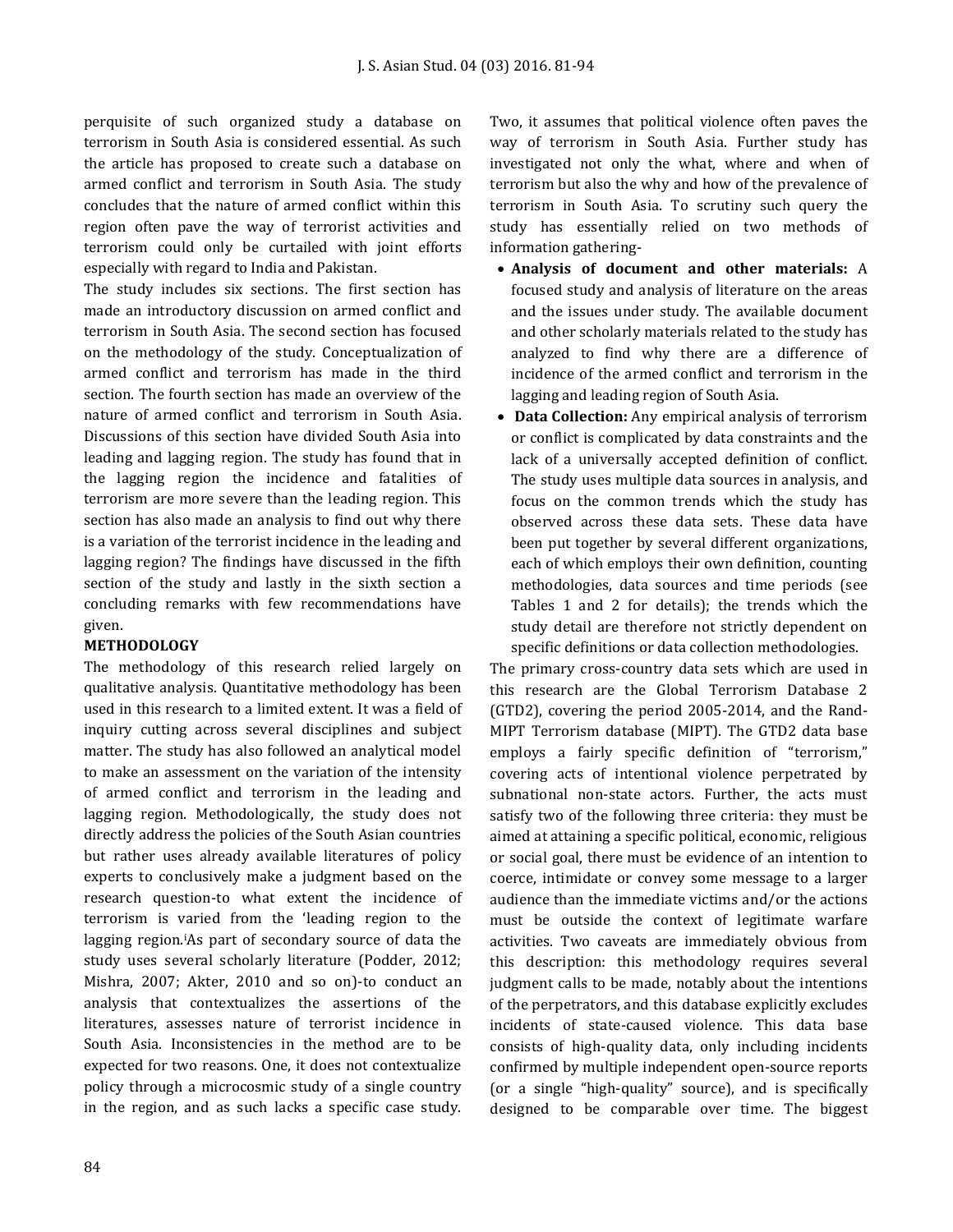perquisite of such organized study a database on terrorism in South Asia is considered essential. As such the article has proposed to create such a database on armed conflict and terrorism in South Asia. The study concludes that the nature of armed conflict within this region often pave the way of terrorist activities and terrorism could only be curtailed with joint efforts especially with regard to India and Pakistan.

The study includes six sections. The first section has made an introductory discussion on armed conflict and terrorism in South Asia. The second section has focused on the methodology of the study. Conceptualization of armed conflict and terrorism has made in the third section. The fourth section has made an overview of the nature of armed conflict and terrorism in South Asia. Discussions of this section have divided South Asia into leading and lagging region. The study has found that in the lagging region the incidence and fatalities of terrorism are more severe than the leading region. This section has also made an analysis to find out why there is a variation of the terrorist incidence in the leading and lagging region? The findings have discussed in the fifth section of the study and lastly in the sixth section a concluding remarks with few recommendations have given.

**METHODOLOGY**

The methodology of this research relied largely on qualitative analysis. Quantitative methodology has been used in this research to a limited extent. It was a field of inquiry cutting across several disciplines and subject matter. The study has also followed an analytical model to make an assessment on the variation of the intensity of armed conflict and terrorism in the leading and lagging region. Methodologically, the study does not directly address the policies of the South Asian countries but rather uses already available literatures of policy experts to conclusively make a judgment based on the research question-to what extent the incidence of terrorism is varied from the 'leading region to the lagging region.[i]As part of secondary source of data the study uses several scholarly literature (Podder, 2012; Mishra, 2007; Akter, 2010 and so on)-to conduct an analysis that contextualizes the assertions of the literatures, assesses nature of terrorist incidence in South Asia. Inconsistencies in the method are to be expected for two reasons. One, it does not contextualize policy through a microcosmic study of a single country in the region, and as such lacks a specific case study. Two, it assumes that political violence often paves the way of terrorism in South Asia. Further study has investigated not only the what, where and when of terrorism but also the why and how of the prevalence of terrorism in South Asia. To scrutiny such query the study has essentially relied on two methods of information gathering-

- **Analysis of document and other materials:** A focused study and analysis of literature on the areas and the issues under study. The available document and other scholarly materials related to the study has analyzed to find why there are a difference of incidence of the armed conflict and terrorism in the lagging and leading region of South Asia.
- **Data Collection:** Any empirical analysis of terrorism or conflict is complicated by data constraints and the lack of a universally accepted definition of conflict. The study uses multiple data sources in analysis, and focus on the common trends which the study has observed across these data sets. These data have been put together by several different organizations, each of which employs their own definition, counting methodologies, data sources and time periods (see Tables 1 and 2 for details); the trends which the study detail are therefore not strictly dependent on specific definitions or data collection methodologies.

The primary cross-country data sets which are used in this research are the Global Terrorism Database 2 (GTD2), covering the period 2005-2014, and the Rand-MIPT Terrorism database (MIPT). The GTD2 data base employs a fairly specific definition of "terrorism," covering acts of intentional violence perpetrated by subnational non-state actors. Further, the acts must satisfy two of the following three criteria: they must be aimed at attaining a specific political, economic, religious or social goal, there must be evidence of an intention to coerce, intimidate or convey some message to a larger audience than the immediate victims and/or the actions must be outside the context of legitimate warfare activities. Two caveats are immediately obvious from this description: this methodology requires several judgment calls to be made, notably about the intentions of the perpetrators, and this database explicitly excludes incidents of state-caused violence. This data base consists of high-quality data, only including incidents confirmed by multiple independent open-source reports (or a single "high-quality" source), and is specifically designed to be comparable over time. The biggest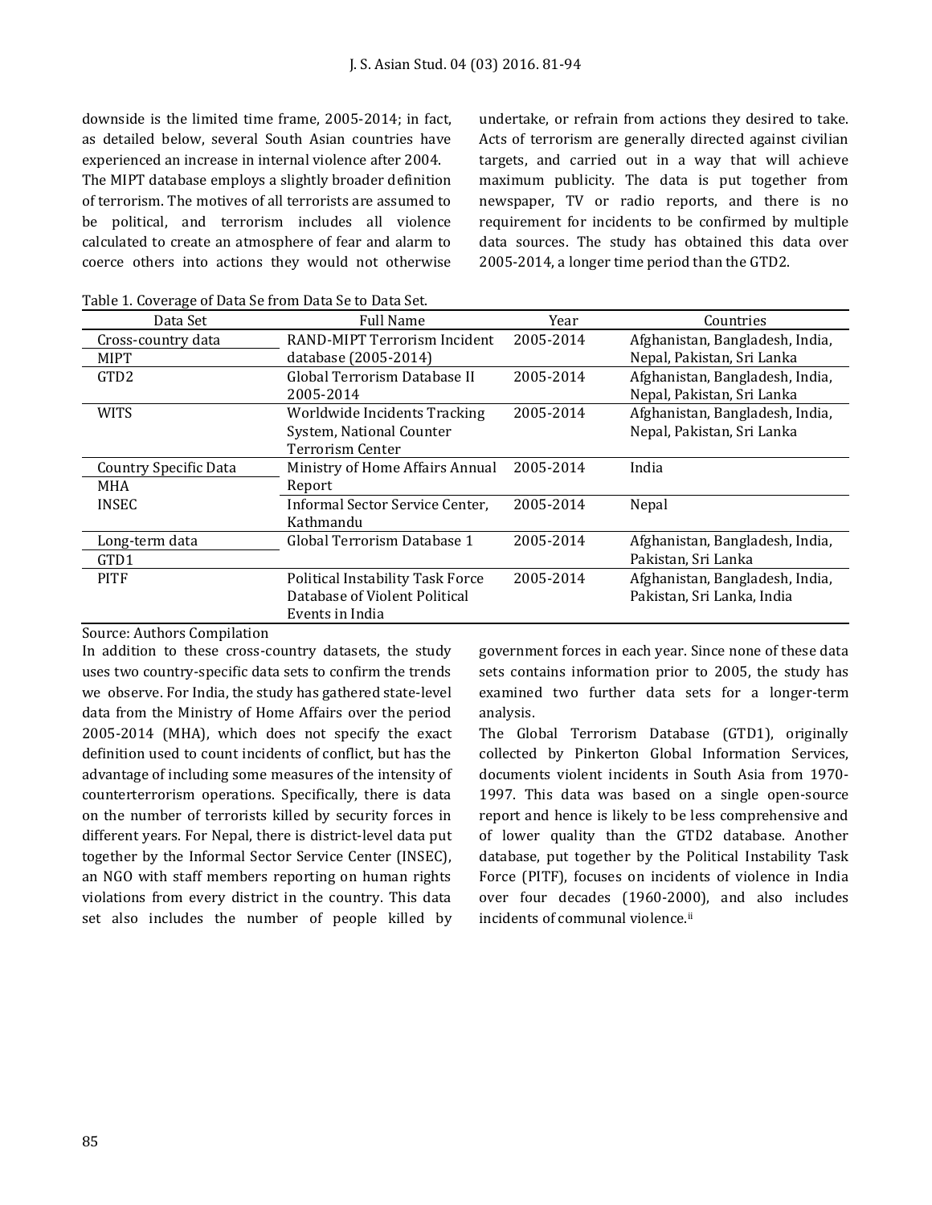downside is the limited time frame, 2005-2014; in fact, as detailed below, several South Asian countries have experienced an increase in internal violence after 2004.

The MIPT database employs a slightly broader definition of terrorism. The motives of all terrorists are assumed to be political, and terrorism includes all violence calculated to create an atmosphere of fear and alarm to coerce others into actions they would not otherwise undertake, or refrain from actions they desired to take. Acts of terrorism are generally directed against civilian targets, and carried out in a way that will achieve maximum publicity. The data is put together from newspaper, TV or radio reports, and there is no requirement for incidents to be confirmed by multiple data sources. The study has obtained this data over 2005-2014, a longer time period than the GTD2.

Table 1. Coverage of Data Se from Data Se to Data Set.

| Data Set | Full Name | Year | Countries |
|---|---|---|---|
| Cross-country data MIPT | RAND-MIPT Terrorism Incident database (2005-2014) | 2005-2014 | Afghanistan, Bangladesh, India, Nepal, Pakistan, Sri Lanka |
| GTD2 | Global Terrorism Database II 2005-2014 | 2005-2014 | Afghanistan, Bangladesh, India, Nepal, Pakistan, Sri Lanka |
| WITS | Worldwide Incidents Tracking System, National Counter Terrorism Center | 2005-2014 | Afghanistan, Bangladesh, India, Nepal, Pakistan, Sri Lanka |
| Country Specific Data MHA | Ministry of Home Affairs Annual Report | 2005-2014 | India |
| INSEC | Informal Sector Service Center, Kathmandu | 2005-2014 | Nepal |
| Long-term data GTD1 | Global Terrorism Database 1 | 2005-2014 | Afghanistan, Bangladesh, India, Pakistan, Sri Lanka |
| PITF | Political Instability Task Force Database of Violent Political Events in India | 2005-2014 | Afghanistan, Bangladesh, India, Pakistan, Sri Lanka, India |

Source: Authors Compilation

In addition to these cross-country datasets, the study uses two country-specific data sets to confirm the trends we observe. For India, the study has gathered state-level data from the Ministry of Home Affairs over the period 2005-2014 (MHA), which does not specify the exact definition used to count incidents of conflict, but has the advantage of including some measures of the intensity of counterterrorism operations. Specifically, there is data on the number of terrorists killed by security forces in different years. For Nepal, there is district-level data put together by the Informal Sector Service Center (INSEC), an NGO with staff members reporting on human rights violations from every district in the country. This data set also includes the number of people killed by government forces in each year. Since none of these data sets contains information prior to 2005, the study has examined two further data sets for a longer-term analysis.

The Global Terrorism Database (GTD1), originally collected by Pinkerton Global Information Services, documents violent incidents in South Asia from 1970-1997. This data was based on a single open-source report and hence is likely to be less comprehensive and of lower quality than the GTD2 database. Another database, put together by the Political Instability Task Force (PITF), focuses on incidents of violence in India over four decades (1960-2000), and also includes incidents of communal violence.[ii]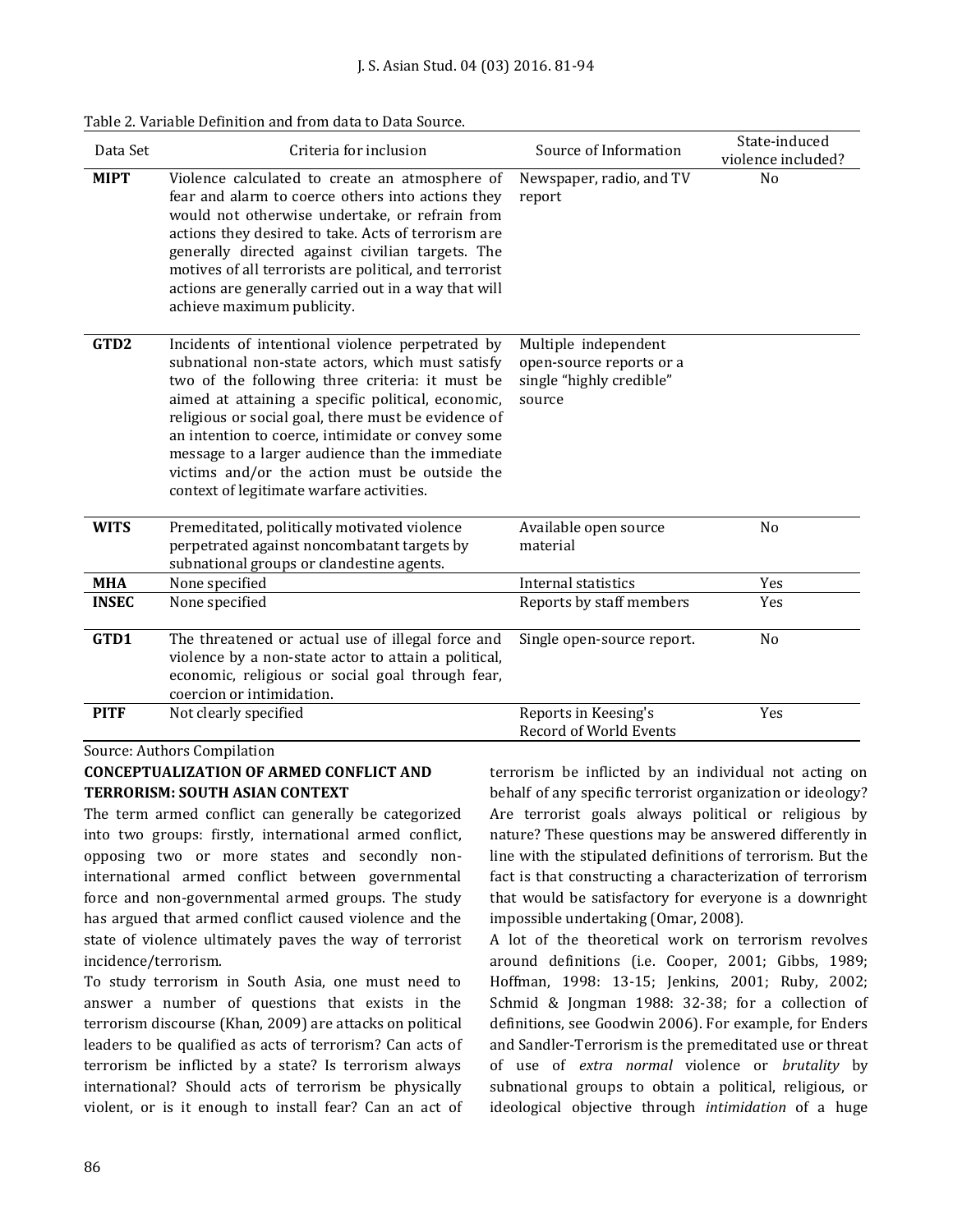Table 2. Variable Definition and from data to Data Source.

| Data Set | Criteria for inclusion | Source of Information | State-induced violence included? |
|---|---|---|---|
| **MIPT** | Violence calculated to create an atmosphere of fear and alarm to coerce others into actions they would not otherwise undertake, or refrain from actions they desired to take. Acts of terrorism are generally directed against civilian targets. The motives of all terrorists are political, and terrorist actions are generally carried out in a way that will achieve maximum publicity. | Newspaper, radio, and TV report | No |
| **GTD2** | Incidents of intentional violence perpetrated by subnational non-state actors, which must satisfy two of the following three criteria: it must be aimed at attaining a specific political, economic, religious or social goal, there must be evidence of an intention to coerce, intimidate or convey some message to a larger audience than the immediate victims and/or the action must be outside the context of legitimate warfare activities. | Multiple independent open-source reports or a single "highly credible" source | |
| **WITS** | Premeditated, politically motivated violence perpetrated against noncombatant targets by subnational groups or clandestine agents. | Available open source material | No |
| **MHA** | None specified | Internal statistics | Yes |
| **INSEC** | None specified | Reports by staff members | Yes |
| **GTD1** | The threatened or actual use of illegal force and violence by a non-state actor to attain a political, economic, religious or social goal through fear, coercion or intimidation. | Single open-source report. | No |
| **PITF** | Not clearly specified | Reports in Keesing's Record of World Events | Yes |

Source: Authors Compilation

**CONCEPTUALIZATION OF ARMED CONFLICT AND TERRORISM: SOUTH ASIAN CONTEXT**

The term armed conflict can generally be categorized into two groups: firstly, international armed conflict, opposing two or more states and secondly non-international armed conflict between governmental force and non-governmental armed groups. The study has argued that armed conflict caused violence and the state of violence ultimately paves the way of terrorist incidence/terrorism.

To study terrorism in South Asia, one must need to answer a number of questions that exists in the terrorism discourse (Khan, 2009) are attacks on political leaders to be qualified as acts of terrorism? Can acts of terrorism be inflicted by a state? Is terrorism always international? Should acts of terrorism be physically violent, or is it enough to install fear? Can an act of terrorism be inflicted by an individual not acting on behalf of any specific terrorist organization or ideology? Are terrorist goals always political or religious by nature? These questions may be answered differently in line with the stipulated definitions of terrorism. But the fact is that constructing a characterization of terrorism that would be satisfactory for everyone is a downright impossible undertaking (Omar, 2008).

A lot of the theoretical work on terrorism revolves around definitions (i.e. Cooper, 2001; Gibbs, 1989; Hoffman, 1998: 13-15; Jenkins, 2001; Ruby, 2002; Schmid & Jongman 1988: 32-38; for a collection of definitions, see Goodwin 2006). For example, for Enders and Sandler-Terrorism is the premeditated use or threat of use of *extra normal* violence or *brutality* by subnational groups to obtain a political, religious, or ideological objective through *intimidation* of a huge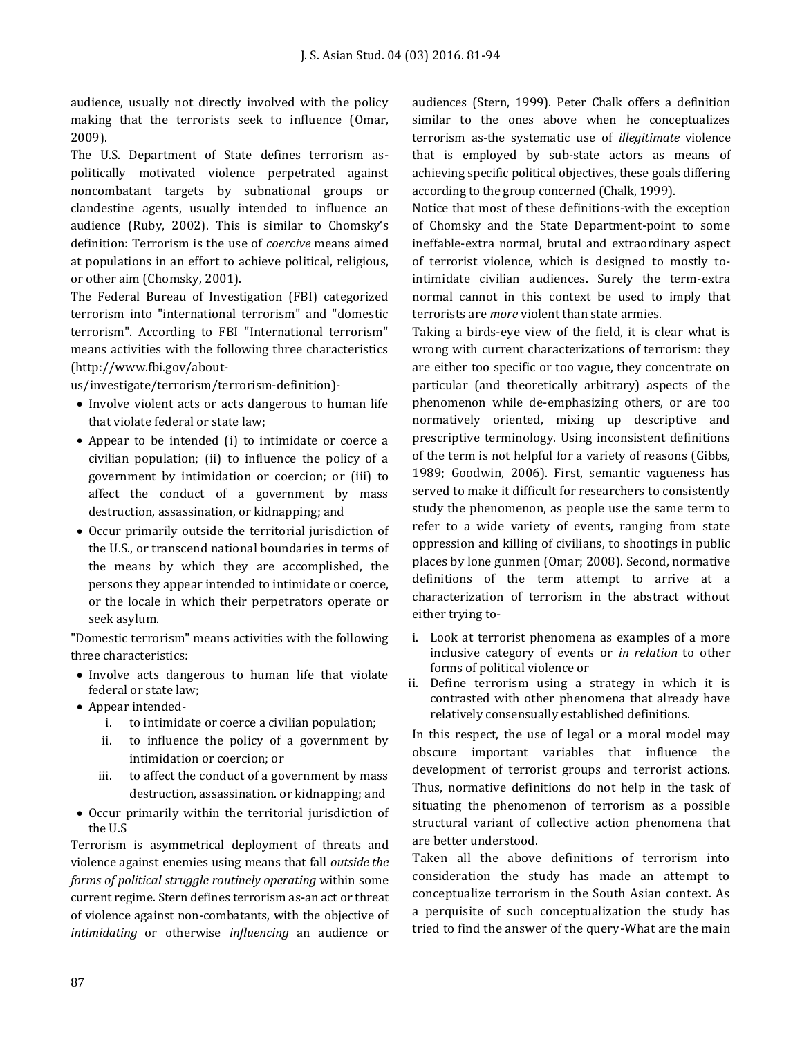audience, usually not directly involved with the policy making that the terrorists seek to influence (Omar, 2009).

The U.S. Department of State defines terrorism as-politically motivated violence perpetrated against noncombatant targets by subnational groups or clandestine agents, usually intended to influence an audience (Ruby, 2002). This is similar to Chomsky's definition: Terrorism is the use of *coercive* means aimed at populations in an effort to achieve political, religious, or other aim (Chomsky, 2001).

The Federal Bureau of Investigation (FBI) categorized terrorism into "international terrorism" and "domestic terrorism". According to FBI "International terrorism" means activities with the following three characteristics (http://www.fbi.gov/about-us/investigate/terrorism/terrorism-definition)-

- Involve violent acts or acts dangerous to human life that violate federal or state law;
- Appear to be intended (i) to intimidate or coerce a civilian population; (ii) to influence the policy of a government by intimidation or coercion; or (iii) to affect the conduct of a government by mass destruction, assassination, or kidnapping; and
- Occur primarily outside the territorial jurisdiction of the U.S., or transcend national boundaries in terms of the means by which they are accomplished, the persons they appear intended to intimidate or coerce, or the locale in which their perpetrators operate or seek asylum.

"Domestic terrorism" means activities with the following three characteristics:

- Involve acts dangerous to human life that violate federal or state law;
- Appear intended-
  1. to intimidate or coerce a civilian population;
  2. to influence the policy of a government by intimidation or coercion; or
  3. to affect the conduct of a government by mass destruction, assassination. or kidnapping; and
- Occur primarily within the territorial jurisdiction of the U.S

Terrorism is asymmetrical deployment of threats and violence against enemies using means that fall *outside the forms of political struggle routinely operating* within some current regime. Stern defines terrorism as-an act or threat of violence against non-combatants, with the objective of *intimidating* or otherwise *influencing* an audience or audiences (Stern, 1999). Peter Chalk offers a definition similar to the ones above when he conceptualizes terrorism as-the systematic use of *illegitimate* violence that is employed by sub-state actors as means of achieving specific political objectives, these goals differing according to the group concerned (Chalk, 1999).

Notice that most of these definitions-with the exception of Chomsky and the State Department-point to some ineffable-extra normal, brutal and extraordinary aspect of terrorist violence, which is designed to mostly to-intimidate civilian audiences. Surely the term-extra normal cannot in this context be used to imply that terrorists are *more* violent than state armies.

Taking a birds-eye view of the field, it is clear what is wrong with current characterizations of terrorism: they are either too specific or too vague, they concentrate on particular (and theoretically arbitrary) aspects of the phenomenon while de-emphasizing others, or are too normatively oriented, mixing up descriptive and prescriptive terminology. Using inconsistent definitions of the term is not helpful for a variety of reasons (Gibbs, 1989; Goodwin, 2006). First, semantic vagueness has served to make it difficult for researchers to consistently study the phenomenon, as people use the same term to refer to a wide variety of events, ranging from state oppression and killing of civilians, to shootings in public places by lone gunmen (Omar; 2008). Second, normative definitions of the term attempt to arrive at a characterization of terrorism in the abstract without either trying to-

i. Look at terrorist phenomena as examples of a more inclusive category of events or *in relation* to other forms of political violence or
ii. Define terrorism using a strategy in which it is contrasted with other phenomena that already have relatively consensually established definitions.

In this respect, the use of legal or a moral model may obscure important variables that influence the development of terrorist groups and terrorist actions. Thus, normative definitions do not help in the task of situating the phenomenon of terrorism as a possible structural variant of collective action phenomena that are better understood.

Taken all the above definitions of terrorism into consideration the study has made an attempt to conceptualize terrorism in the South Asian context. As a perquisite of such conceptualization the study has tried to find the answer of the query-What are the main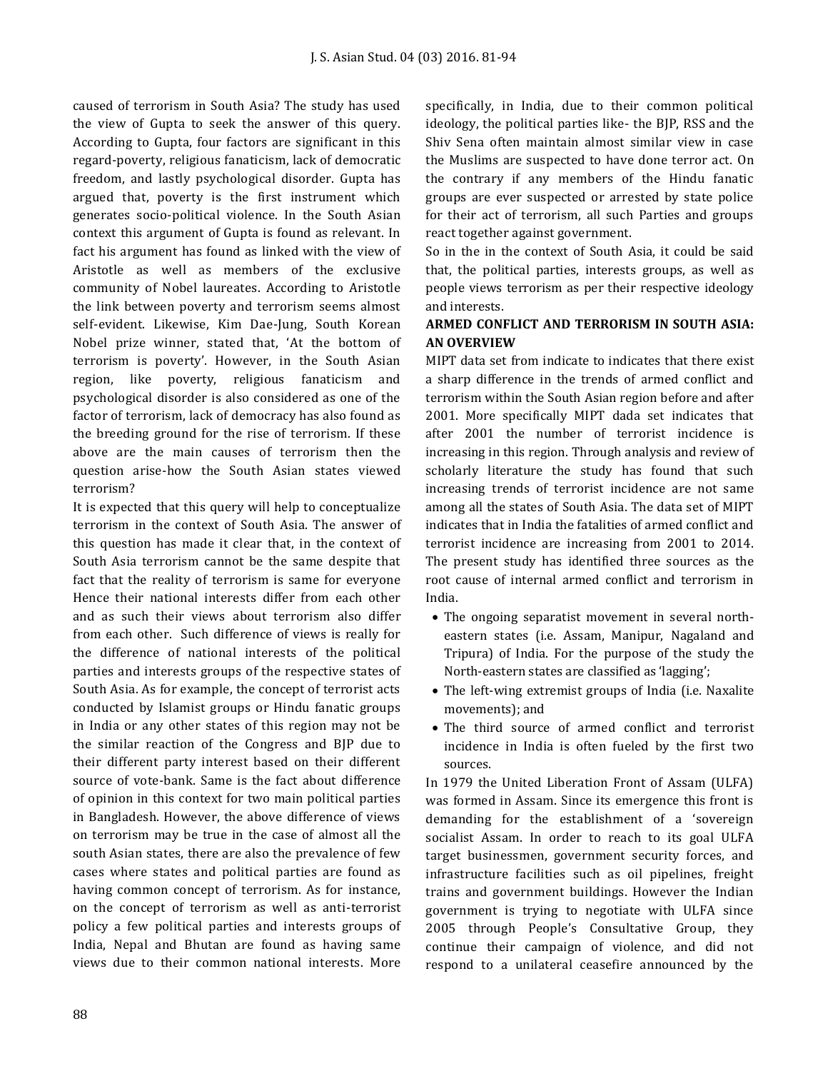caused of terrorism in South Asia? The study has used the view of Gupta to seek the answer of this query. According to Gupta, four factors are significant in this regard-poverty, religious fanaticism, lack of democratic freedom, and lastly psychological disorder. Gupta has argued that, poverty is the first instrument which generates socio-political violence. In the South Asian context this argument of Gupta is found as relevant. In fact his argument has found as linked with the view of Aristotle as well as members of the exclusive community of Nobel laureates. According to Aristotle the link between poverty and terrorism seems almost self-evident. Likewise, Kim Dae-Jung, South Korean Nobel prize winner, stated that, 'At the bottom of terrorism is poverty'. However, in the South Asian region, like poverty, religious fanaticism and psychological disorder is also considered as one of the factor of terrorism, lack of democracy has also found as the breeding ground for the rise of terrorism. If these above are the main causes of terrorism then the question arise-how the South Asian states viewed terrorism?

It is expected that this query will help to conceptualize terrorism in the context of South Asia. The answer of this question has made it clear that, in the context of South Asia terrorism cannot be the same despite that fact that the reality of terrorism is same for everyone Hence their national interests differ from each other and as such their views about terrorism also differ from each other. Such difference of views is really for the difference of national interests of the political parties and interests groups of the respective states of South Asia. As for example, the concept of terrorist acts conducted by Islamist groups or Hindu fanatic groups in India or any other states of this region may not be the similar reaction of the Congress and BJP due to their different party interest based on their different source of vote-bank. Same is the fact about difference of opinion in this context for two main political parties in Bangladesh. However, the above difference of views on terrorism may be true in the case of almost all the south Asian states, there are also the prevalence of few cases where states and political parties are found as having common concept of terrorism. As for instance, on the concept of terrorism as well as anti-terrorist policy a few political parties and interests groups of India, Nepal and Bhutan are found as having same views due to their common national interests. More specifically, in India, due to their common political ideology, the political parties like- the BJP, RSS and the Shiv Sena often maintain almost similar view in case the Muslims are suspected to have done terror act. On the contrary if any members of the Hindu fanatic groups are ever suspected or arrested by state police for their act of terrorism, all such Parties and groups react together against government.

So in the in the context of South Asia, it could be said that, the political parties, interests groups, as well as people views terrorism as per their respective ideology and interests.

## ARMED CONFLICT AND TERRORISM IN SOUTH ASIA: AN OVERVIEW

MIPT data set from indicate to indicates that there exist a sharp difference in the trends of armed conflict and terrorism within the South Asian region before and after 2001. More specifically MIPT dada set indicates that after 2001 the number of terrorist incidence is increasing in this region. Through analysis and review of scholarly literature the study has found that such increasing trends of terrorist incidence are not same among all the states of South Asia. The data set of MIPT indicates that in India the fatalities of armed conflict and terrorist incidence are increasing from 2001 to 2014. The present study has identified three sources as the root cause of internal armed conflict and terrorism in India.

- The ongoing separatist movement in several north-eastern states (i.e. Assam, Manipur, Nagaland and Tripura) of India. For the purpose of the study the North-eastern states are classified as 'lagging';
- The left-wing extremist groups of India (i.e. Naxalite movements); and
- The third source of armed conflict and terrorist incidence in India is often fueled by the first two sources.

In 1979 the United Liberation Front of Assam (ULFA) was formed in Assam. Since its emergence this front is demanding for the establishment of a 'sovereign socialist Assam. In order to reach to its goal ULFA target businessmen, government security forces, and infrastructure facilities such as oil pipelines, freight trains and government buildings. However the Indian government is trying to negotiate with ULFA since 2005 through People's Consultative Group, they continue their campaign of violence, and did not respond to a unilateral ceasefire announced by the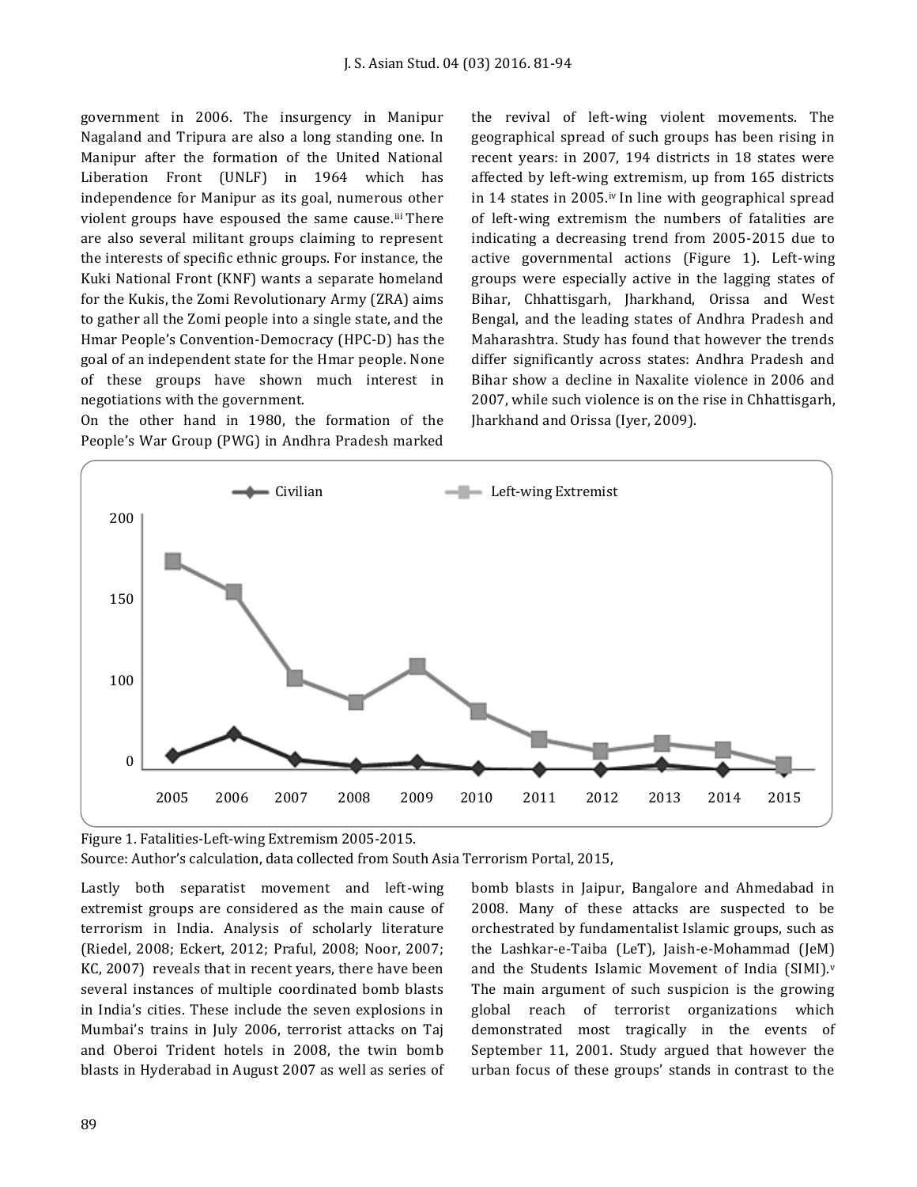government in 2006. The insurgency in Manipur Nagaland and Tripura are also a long standing one. In Manipur after the formation of the United National Liberation Front (UNLF) in 1964 which has independence for Manipur as its goal, numerous other violent groups have espoused the same cause.[iii] There are also several militant groups claiming to represent the interests of specific ethnic groups. For instance, the Kuki National Front (KNF) wants a separate homeland for the Kukis, the Zomi Revolutionary Army (ZRA) aims to gather all the Zomi people into a single state, and the Hmar People's Convention-Democracy (HPC-D) has the goal of an independent state for the Hmar people. None of these groups have shown much interest in negotiations with the government.

On the other hand in 1980, the formation of the People's War Group (PWG) in Andhra Pradesh marked the revival of left-wing violent movements. The geographical spread of such groups has been rising in recent years: in 2007, 194 districts in 18 states were affected by left-wing extremism, up from 165 districts in 14 states in 2005.[iv] In line with geographical spread of left-wing extremism the numbers of fatalities are indicating a decreasing trend from 2005-2015 due to active governmental actions (Figure 1). Left-wing groups were especially active in the lagging states of Bihar, Chhattisgarh, Jharkhand, Orissa and West Bengal, and the leading states of Andhra Pradesh and Maharashtra. Study has found that however the trends differ significantly across states: Andhra Pradesh and Bihar show a decline in Naxalite violence in 2006 and 2007, while such violence is on the rise in Chhattisgarh, Jharkhand and Orissa (Iyer, 2009).

Figure 1. Fatalities-Left-wing Extremism 2005-2015.

Source: Author's calculation, data collected from South Asia Terrorism Portal, 2015,

Lastly both separatist movement and left-wing extremist groups are considered as the main cause of terrorism in India. Analysis of scholarly literature (Riedel, 2008; Eckert, 2012; Praful, 2008; Noor, 2007; KC, 2007) reveals that in recent years, there have been several instances of multiple coordinated bomb blasts in India's cities. These include the seven explosions in Mumbai's trains in July 2006, terrorist attacks on Taj and Oberoi Trident hotels in 2008, the twin bomb blasts in Hyderabad in August 2007 as well as series of bomb blasts in Jaipur, Bangalore and Ahmedabad in 2008. Many of these attacks are suspected to be orchestrated by fundamentalist Islamic groups, such as the Lashkar-e-Taiba (LeT), Jaish-e-Mohammad (JeM) and the Students Islamic Movement of India (SIMI).[v] The main argument of such suspicion is the growing global reach of terrorist organizations which demonstrated most tragically in the events of September 11, 2001. Study argued that however the urban focus of these groups' stands in contrast to the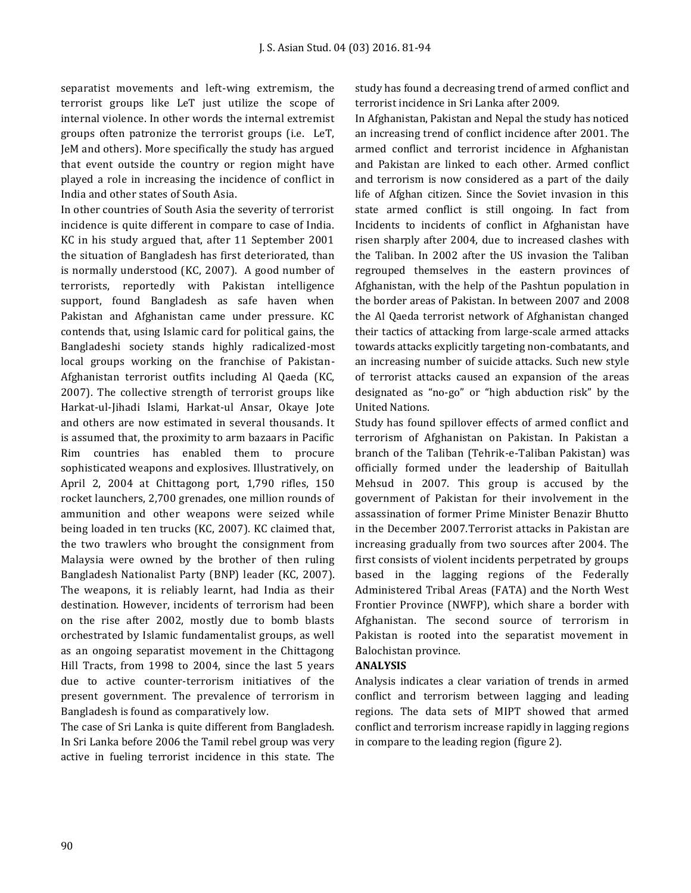separatist movements and left-wing extremism, the terrorist groups like LeT just utilize the scope of internal violence. In other words the internal extremist groups often patronize the terrorist groups (i.e. LeT, JeM and others). More specifically the study has argued that event outside the country or region might have played a role in increasing the incidence of conflict in India and other states of South Asia.

In other countries of South Asia the severity of terrorist incidence is quite different in compare to case of India. KC in his study argued that, after 11 September 2001 the situation of Bangladesh has first deteriorated, than is normally understood (KC, 2007). A good number of terrorists, reportedly with Pakistan intelligence support, found Bangladesh as safe haven when Pakistan and Afghanistan came under pressure. KC contends that, using Islamic card for political gains, the Bangladeshi society stands highly radicalized-most local groups working on the franchise of Pakistan-Afghanistan terrorist outfits including Al Qaeda (KC, 2007). The collective strength of terrorist groups like Harkat-ul-Jihadi Islami, Harkat-ul Ansar, Okaye Jote and others are now estimated in several thousands. It is assumed that, the proximity to arm bazaars in Pacific Rim countries has enabled them to procure sophisticated weapons and explosives. Illustratively, on April 2, 2004 at Chittagong port, 1,790 rifles, 150 rocket launchers, 2,700 grenades, one million rounds of ammunition and other weapons were seized while being loaded in ten trucks (KC, 2007). KC claimed that, the two trawlers who brought the consignment from Malaysia were owned by the brother of then ruling Bangladesh Nationalist Party (BNP) leader (KC, 2007). The weapons, it is reliably learnt, had India as their destination. However, incidents of terrorism had been on the rise after 2002, mostly due to bomb blasts orchestrated by Islamic fundamentalist groups, as well as an ongoing separatist movement in the Chittagong Hill Tracts, from 1998 to 2004, since the last 5 years due to active counter-terrorism initiatives of the present government. The prevalence of terrorism in Bangladesh is found as comparatively low.

The case of Sri Lanka is quite different from Bangladesh. In Sri Lanka before 2006 the Tamil rebel group was very active in fueling terrorist incidence in this state. The study has found a decreasing trend of armed conflict and terrorist incidence in Sri Lanka after 2009.

In Afghanistan, Pakistan and Nepal the study has noticed an increasing trend of conflict incidence after 2001. The armed conflict and terrorist incidence in Afghanistan and Pakistan are linked to each other. Armed conflict and terrorism is now considered as a part of the daily life of Afghan citizen. Since the Soviet invasion in this state armed conflict is still ongoing. In fact from Incidents to incidents of conflict in Afghanistan have risen sharply after 2004, due to increased clashes with the Taliban. In 2002 after the US invasion the Taliban regrouped themselves in the eastern provinces of Afghanistan, with the help of the Pashtun population in the border areas of Pakistan. In between 2007 and 2008 the Al Qaeda terrorist network of Afghanistan changed their tactics of attacking from large-scale armed attacks towards attacks explicitly targeting non-combatants, and an increasing number of suicide attacks. Such new style of terrorist attacks caused an expansion of the areas designated as "no-go" or "high abduction risk" by the United Nations.

Study has found spillover effects of armed conflict and terrorism of Afghanistan on Pakistan. In Pakistan a branch of the Taliban (Tehrik-e-Taliban Pakistan) was officially formed under the leadership of Baitullah Mehsud in 2007. This group is accused by the government of Pakistan for their involvement in the assassination of former Prime Minister Benazir Bhutto in the December 2007.Terrorist attacks in Pakistan are increasing gradually from two sources after 2004. The first consists of violent incidents perpetrated by groups based in the lagging regions of the Federally Administered Tribal Areas (FATA) and the North West Frontier Province (NWFP), which share a border with Afghanistan. The second source of terrorism in Pakistan is rooted into the separatist movement in Balochistan province.

## ANALYSIS

Analysis indicates a clear variation of trends in armed conflict and terrorism between lagging and leading regions. The data sets of MIPT showed that armed conflict and terrorism increase rapidly in lagging regions in compare to the leading region (figure 2).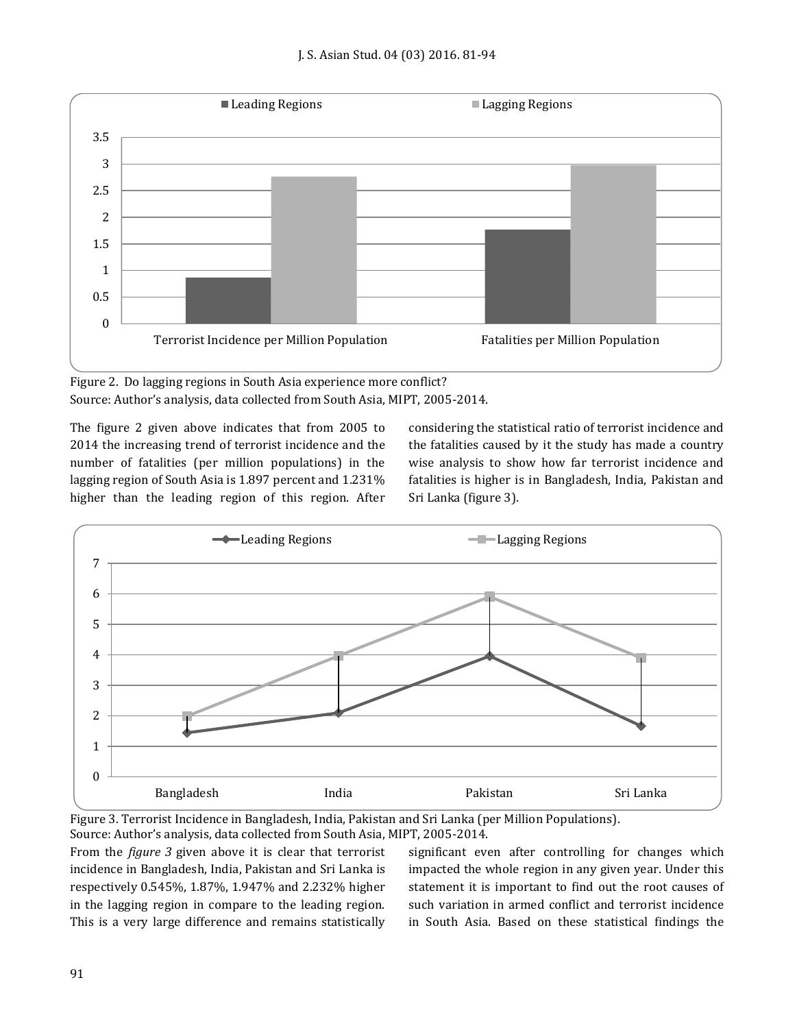Figure 2. Do lagging regions in South Asia experience more conflict?
Source: Author's analysis, data collected from South Asia, MIPT, 2005-2014.

The figure 2 given above indicates that from 2005 to 2014 the increasing trend of terrorist incidence and the number of fatalities (per million populations) in the lagging region of South Asia is 1.897 percent and 1.231% higher than the leading region of this region. After considering the statistical ratio of terrorist incidence and the fatalities caused by it the study has made a country wise analysis to show how far terrorist incidence and fatalities is higher is in Bangladesh, India, Pakistan and Sri Lanka (figure 3).

Figure 3. Terrorist Incidence in Bangladesh, India, Pakistan and Sri Lanka (per Million Populations).
Source: Author's analysis, data collected from South Asia, MIPT, 2005-2014.

From the *figure 3* given above it is clear that terrorist incidence in Bangladesh, India, Pakistan and Sri Lanka is respectively 0.545%, 1.87%, 1.947% and 2.232% higher in the lagging region in compare to the leading region. This is a very large difference and remains statistically significant even after controlling for changes which impacted the whole region in any given year. Under this statement it is important to find out the root causes of such variation in armed conflict and terrorist incidence in South Asia. Based on these statistical findings the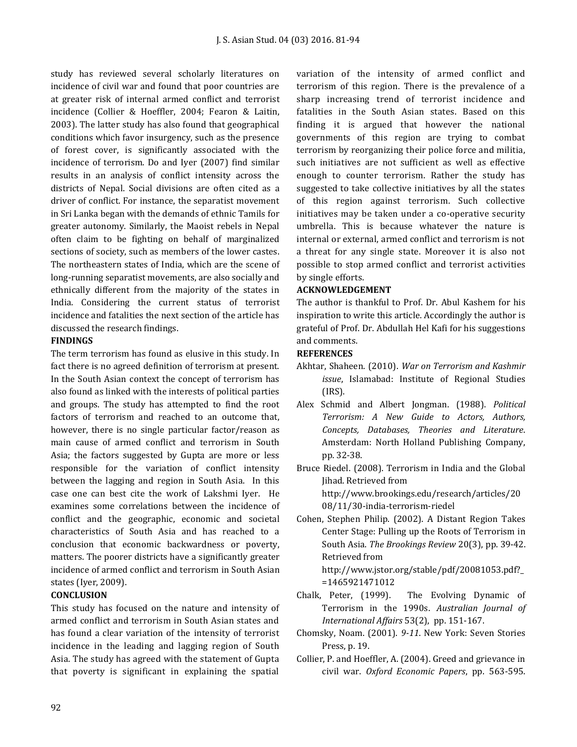study has reviewed several scholarly literatures on incidence of civil war and found that poor countries are at greater risk of internal armed conflict and terrorist incidence (Collier & Hoeffler, 2004; Fearon & Laitin, 2003). The latter study has also found that geographical conditions which favor insurgency, such as the presence of forest cover, is significantly associated with the incidence of terrorism. Do and Iyer (2007) find similar results in an analysis of conflict intensity across the districts of Nepal. Social divisions are often cited as a driver of conflict. For instance, the separatist movement in Sri Lanka began with the demands of ethnic Tamils for greater autonomy. Similarly, the Maoist rebels in Nepal often claim to be fighting on behalf of marginalized sections of society, such as members of the lower castes. The northeastern states of India, which are the scene of long-running separatist movements, are also socially and ethnically different from the majority of the states in India. Considering the current status of terrorist incidence and fatalities the next section of the article has discussed the research findings.

## FINDINGS

The term terrorism has found as elusive in this study. In fact there is no agreed definition of terrorism at present. In the South Asian context the concept of terrorism has also found as linked with the interests of political parties and groups. The study has attempted to find the root factors of terrorism and reached to an outcome that, however, there is no single particular factor/reason as main cause of armed conflict and terrorism in South Asia; the factors suggested by Gupta are more or less responsible for the variation of conflict intensity between the lagging and region in South Asia. In this case one can best cite the work of Lakshmi Iyer. He examines some correlations between the incidence of conflict and the geographic, economic and societal characteristics of South Asia and has reached to a conclusion that economic backwardness or poverty, matters. The poorer districts have a significantly greater incidence of armed conflict and terrorism in South Asian states (Iyer, 2009).

## CONCLUSION

This study has focused on the nature and intensity of armed conflict and terrorism in South Asian states and has found a clear variation of the intensity of terrorist incidence in the leading and lagging region of South Asia. The study has agreed with the statement of Gupta that poverty is significant in explaining the spatial variation of the intensity of armed conflict and terrorism of this region. There is the prevalence of a sharp increasing trend of terrorist incidence and fatalities in the South Asian states. Based on this finding it is argued that however the national governments of this region are trying to combat terrorism by reorganizing their police force and militia, such initiatives are not sufficient as well as effective enough to counter terrorism. Rather the study has suggested to take collective initiatives by all the states of this region against terrorism. Such collective initiatives may be taken under a co-operative security umbrella. This is because whatever the nature is internal or external, armed conflict and terrorism is not a threat for any single state. Moreover it is also not possible to stop armed conflict and terrorist activities by single efforts.

## ACKNOWLEDGEMENT

The author is thankful to Prof. Dr. Abul Kashem for his inspiration to write this article. Accordingly the author is grateful of Prof. Dr. Abdullah Hel Kafi for his suggestions and comments.

## REFERENCES

Akhtar, Shaheen. (2010). *War on Terrorism and Kashmir issue*, Islamabad: Institute of Regional Studies (IRS).

Alex Schmid and Albert Jongman. (1988). *Political Terrorism: A New Guide to Actors, Authors, Concepts, Databases, Theories and Literature*. Amsterdam: North Holland Publishing Company, pp. 32-38.

Bruce Riedel. (2008). Terrorism in India and the Global Jihad. Retrieved from http://www.brookings.edu/research/articles/2008/11/30-india-terrorism-riedel

Cohen, Stephen Philip. (2002). A Distant Region Takes Center Stage: Pulling up the Roots of Terrorism in South Asia. *The Brookings Review* 20(3), pp. 39-42. Retrieved from http://www.jstor.org/stable/pdf/20081053.pdf?_=1465921471012

Chalk, Peter, (1999). The Evolving Dynamic of Terrorism in the 1990s. *Australian Journal of International Affairs* 53(2), pp. 151-167.

Chomsky, Noam. (2001). *9-11*. New York: Seven Stories Press, p. 19.

Collier, P. and Hoeffler, A. (2004). Greed and grievance in civil war. *Oxford Economic Papers*, pp. 563-595.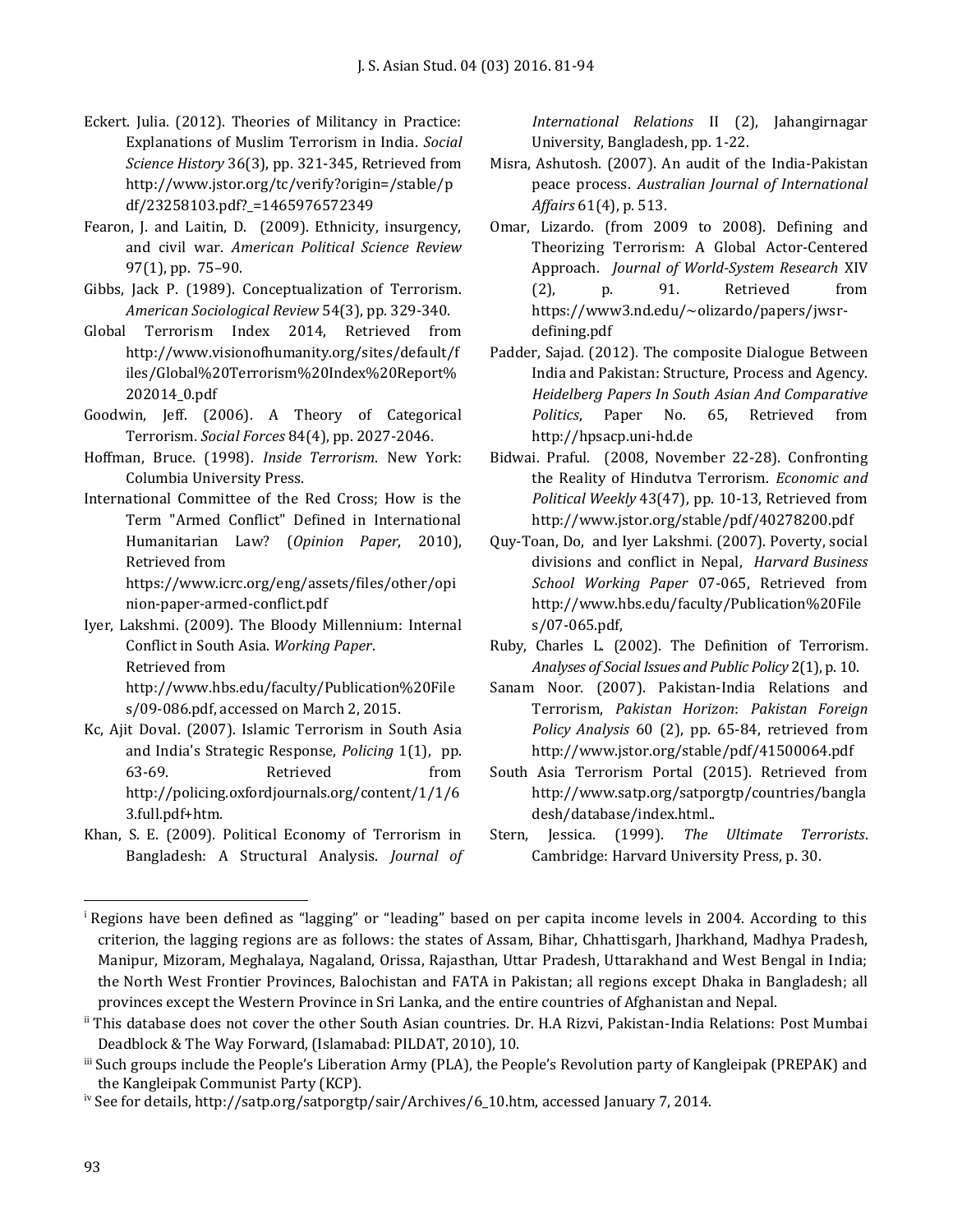Eckert. Julia. (2012). Theories of Militancy in Practice: Explanations of Muslim Terrorism in India. *Social Science History* 36(3), pp. 321-345, Retrieved from http://www.jstor.org/tc/verify?origin=/stable/pdf/23258103.pdf?_=1465976572349

Fearon, J. and Laitin, D. (2009). Ethnicity, insurgency, and civil war. *American Political Science Review* 97(1), pp. 75–90.

Gibbs, Jack P. (1989). Conceptualization of Terrorism. *American Sociological Review* 54(3), pp. 329-340.

Global Terrorism Index 2014, Retrieved from http://www.visionofhumanity.org/sites/default/files/Global%20Terrorism%20Index%20Report%202014_0.pdf

Goodwin, Jeff. (2006). A Theory of Categorical Terrorism. *Social Forces* 84(4), pp. 2027-2046.

Hoffman, Bruce. (1998). *Inside Terrorism*. New York: Columbia University Press.

International Committee of the Red Cross; How is the Term "Armed Conflict" Defined in International Humanitarian Law? (*Opinion Paper*, 2010), Retrieved from https://www.icrc.org/eng/assets/files/other/opinion-paper-armed-conflict.pdf

Iyer, Lakshmi. (2009). The Bloody Millennium: Internal Conflict in South Asia. *Working Paper*. Retrieved from http://www.hbs.edu/faculty/Publication%20Files/09-086.pdf, accessed on March 2, 2015.

Kc, Ajit Doval. (2007). Islamic Terrorism in South Asia and India's Strategic Response, *Policing* 1(1), pp. 63-69. Retrieved from http://policing.oxfordjournals.org/content/1/1/63.full.pdf+htm.

Khan, S. E. (2009). Political Economy of Terrorism in Bangladesh: A Structural Analysis. *Journal of International Relations* II (2), Jahangirnagar University, Bangladesh, pp. 1-22.

Misra, Ashutosh. (2007). An audit of the India-Pakistan peace process. *Australian Journal of International Affairs* 61(4), p. 513.

Omar, Lizardo. (from 2009 to 2008). Defining and Theorizing Terrorism: A Global Actor-Centered Approach. *Journal of World-System Research* XIV (2), p. 91. Retrieved from https://www3.nd.edu/~olizardo/papers/jwsr-defining.pdf

Padder, Sajad. (2012). The composite Dialogue Between India and Pakistan: Structure, Process and Agency. *Heidelberg Papers In South Asian And Comparative Politics*, Paper No. 65, Retrieved from http://hpsacp.uni-hd.de

Bidwai. Praful. (2008, November 22-28). Confronting the Reality of Hindutva Terrorism. *Economic and Political Weekly* 43(47), pp. 10-13, Retrieved from http://www.jstor.org/stable/pdf/40278200.pdf

Quy-Toan, Do, and Iyer Lakshmi. (2007). Poverty, social divisions and conflict in Nepal, *Harvard Business School Working Paper* 07-065, Retrieved from http://www.hbs.edu/faculty/Publication%20Files/07-065.pdf,

Ruby, Charles L. (2002). The Definition of Terrorism. *Analyses of Social Issues and Public Policy* 2(1), p. 10.

Sanam Noor. (2007). Pakistan-India Relations and Terrorism, *Pakistan Horizon*: *Pakistan Foreign Policy Analysis* 60 (2), pp. 65-84, retrieved from http://www.jstor.org/stable/pdf/41500064.pdf

South Asia Terrorism Portal (2015). Retrieved from http://www.satp.org/satporgtp/countries/bangladesh/database/index.html..

Stern, Jessica. (1999). *The Ultimate Terrorists*. Cambridge: Harvard University Press, p. 30.

---

[i] Regions have been defined as "lagging" or "leading" based on per capita income levels in 2004. According to this criterion, the lagging regions are as follows: the states of Assam, Bihar, Chhattisgarh, Jharkhand, Madhya Pradesh, Manipur, Mizoram, Meghalaya, Nagaland, Orissa, Rajasthan, Uttar Pradesh, Uttarakhand and West Bengal in India; the North West Frontier Provinces, Balochistan and FATA in Pakistan; all regions except Dhaka in Bangladesh; all provinces except the Western Province in Sri Lanka, and the entire countries of Afghanistan and Nepal.

[ii] This database does not cover the other South Asian countries. Dr. H.A Rizvi, Pakistan-India Relations: Post Mumbai Deadblock & The Way Forward, (Islamabad: PILDAT, 2010), 10.

[iii] Such groups include the People's Liberation Army (PLA), the People's Revolution party of Kangleipak (PREPAK) and the Kangleipak Communist Party (KCP).

[iv] See for details, http://satp.org/satporgtp/sair/Archives/6_10.htm, accessed January 7, 2014.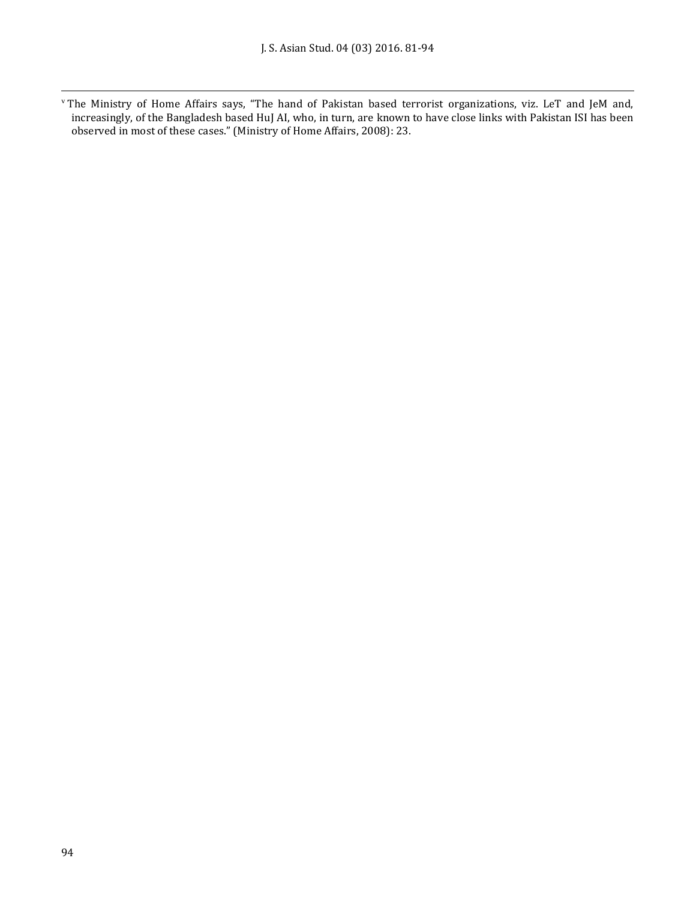[v] The Ministry of Home Affairs says, "The hand of Pakistan based terrorist organizations, viz. LeT and JeM and, increasingly, of the Bangladesh based HuJ AI, who, in turn, are known to have close links with Pakistan ISI has been observed in most of these cases." (Ministry of Home Affairs, 2008): 23.